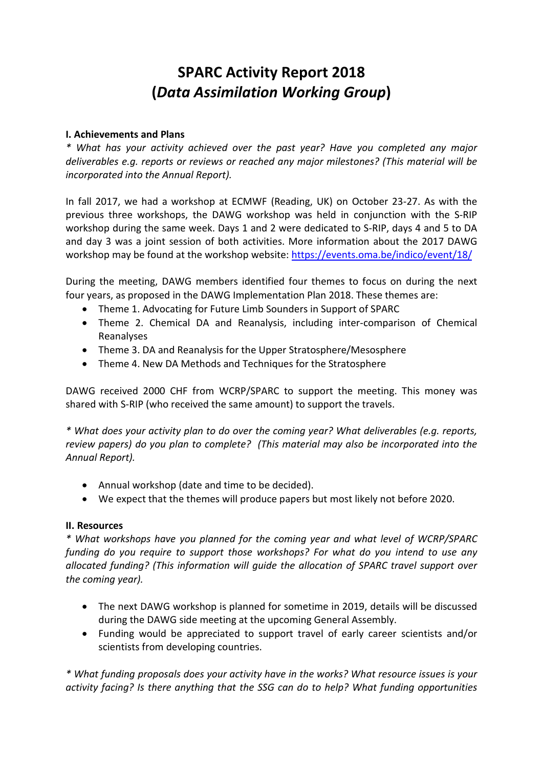# SPARC Activity Report 2018
# (*Data Assimilation Working Group*)

**I. Achievements and Plans**

*\* What has your activity achieved over the past year? Have you completed any major deliverables e.g. reports or reviews or reached any major milestones? (This material will be incorporated into the Annual Report).*

In fall 2017, we had a workshop at ECMWF (Reading, UK) on October 23-27. As with the previous three workshops, the DAWG workshop was held in conjunction with the S-RIP workshop during the same week. Days 1 and 2 were dedicated to S-RIP, days 4 and 5 to DA and day 3 was a joint session of both activities. More information about the 2017 DAWG workshop may be found at the workshop website: https://events.oma.be/indico/event/18/

During the meeting, DAWG members identified four themes to focus on during the next four years, as proposed in the DAWG Implementation Plan 2018. These themes are:

- Theme 1. Advocating for Future Limb Sounders in Support of SPARC
- Theme 2. Chemical DA and Reanalysis, including inter-comparison of Chemical Reanalyses
- Theme 3. DA and Reanalysis for the Upper Stratosphere/Mesosphere
- Theme 4. New DA Methods and Techniques for the Stratosphere

DAWG received 2000 CHF from WCRP/SPARC to support the meeting. This money was shared with S-RIP (who received the same amount) to support the travels.

*\* What does your activity plan to do over the coming year? What deliverables (e.g. reports, review papers) do you plan to complete? (This material may also be incorporated into the Annual Report).*

- Annual workshop (date and time to be decided).
- We expect that the themes will produce papers but most likely not before 2020.

**II. Resources**

*\* What workshops have you planned for the coming year and what level of WCRP/SPARC funding do you require to support those workshops? For what do you intend to use any allocated funding? (This information will guide the allocation of SPARC travel support over the coming year).*

- The next DAWG workshop is planned for sometime in 2019, details will be discussed during the DAWG side meeting at the upcoming General Assembly.
- Funding would be appreciated to support travel of early career scientists and/or scientists from developing countries.

*\* What funding proposals does your activity have in the works? What resource issues is your activity facing? Is there anything that the SSG can do to help? What funding opportunities*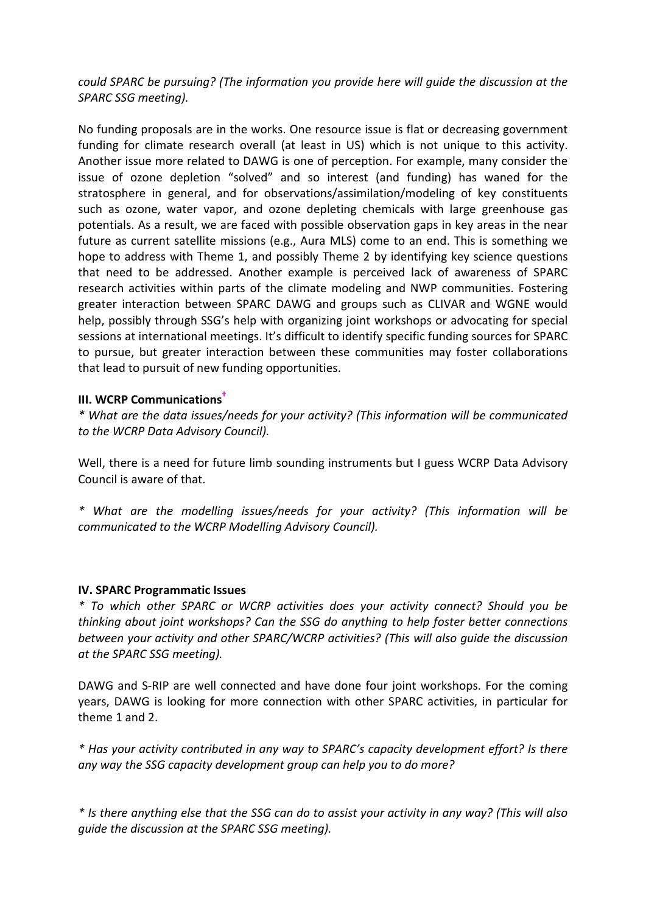*could SPARC be pursuing? (The information you provide here will guide the discussion at the SPARC SSG meeting).*

No funding proposals are in the works. One resource issue is flat or decreasing government funding for climate research overall (at least in US) which is not unique to this activity. Another issue more related to DAWG is one of perception. For example, many consider the issue of ozone depletion "solved" and so interest (and funding) has waned for the stratosphere in general, and for observations/assimilation/modeling of key constituents such as ozone, water vapor, and ozone depleting chemicals with large greenhouse gas potentials. As a result, we are faced with possible observation gaps in key areas in the near future as current satellite missions (e.g., Aura MLS) come to an end. This is something we hope to address with Theme 1, and possibly Theme 2 by identifying key science questions that need to be addressed. Another example is perceived lack of awareness of SPARC research activities within parts of the climate modeling and NWP communities. Fostering greater interaction between SPARC DAWG and groups such as CLIVAR and WGNE would help, possibly through SSG's help with organizing joint workshops or advocating for special sessions at international meetings. It's difficult to identify specific funding sources for SPARC to pursue, but greater interaction between these communities may foster collaborations that lead to pursuit of new funding opportunities.

**III. WCRP Communications**[†]

*\* What are the data issues/needs for your activity? (This information will be communicated to the WCRP Data Advisory Council).*

Well, there is a need for future limb sounding instruments but I guess WCRP Data Advisory Council is aware of that.

*\* What are the modelling issues/needs for your activity? (This information will be communicated to the WCRP Modelling Advisory Council).*

**IV. SPARC Programmatic Issues**

*\* To which other SPARC or WCRP activities does your activity connect? Should you be thinking about joint workshops? Can the SSG do anything to help foster better connections between your activity and other SPARC/WCRP activities? (This will also guide the discussion at the SPARC SSG meeting).*

DAWG and S-RIP are well connected and have done four joint workshops. For the coming years, DAWG is looking for more connection with other SPARC activities, in particular for theme 1 and 2.

*\* Has your activity contributed in any way to SPARC's capacity development effort? Is there any way the SSG capacity development group can help you to do more?*

*\* Is there anything else that the SSG can do to assist your activity in any way? (This will also guide the discussion at the SPARC SSG meeting).*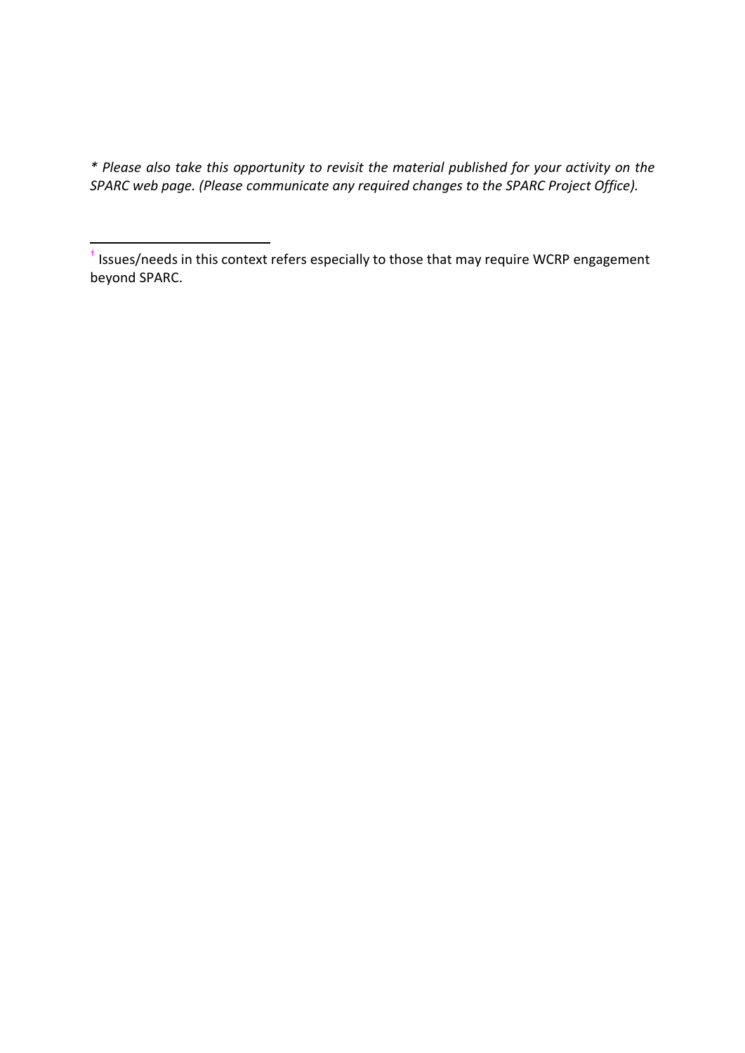*\* Please also take this opportunity to revisit the material published for your activity on the SPARC web page. (Please communicate any required changes to the SPARC Project Office).*

---

† Issues/needs in this context refers especially to those that may require WCRP engagement beyond SPARC.